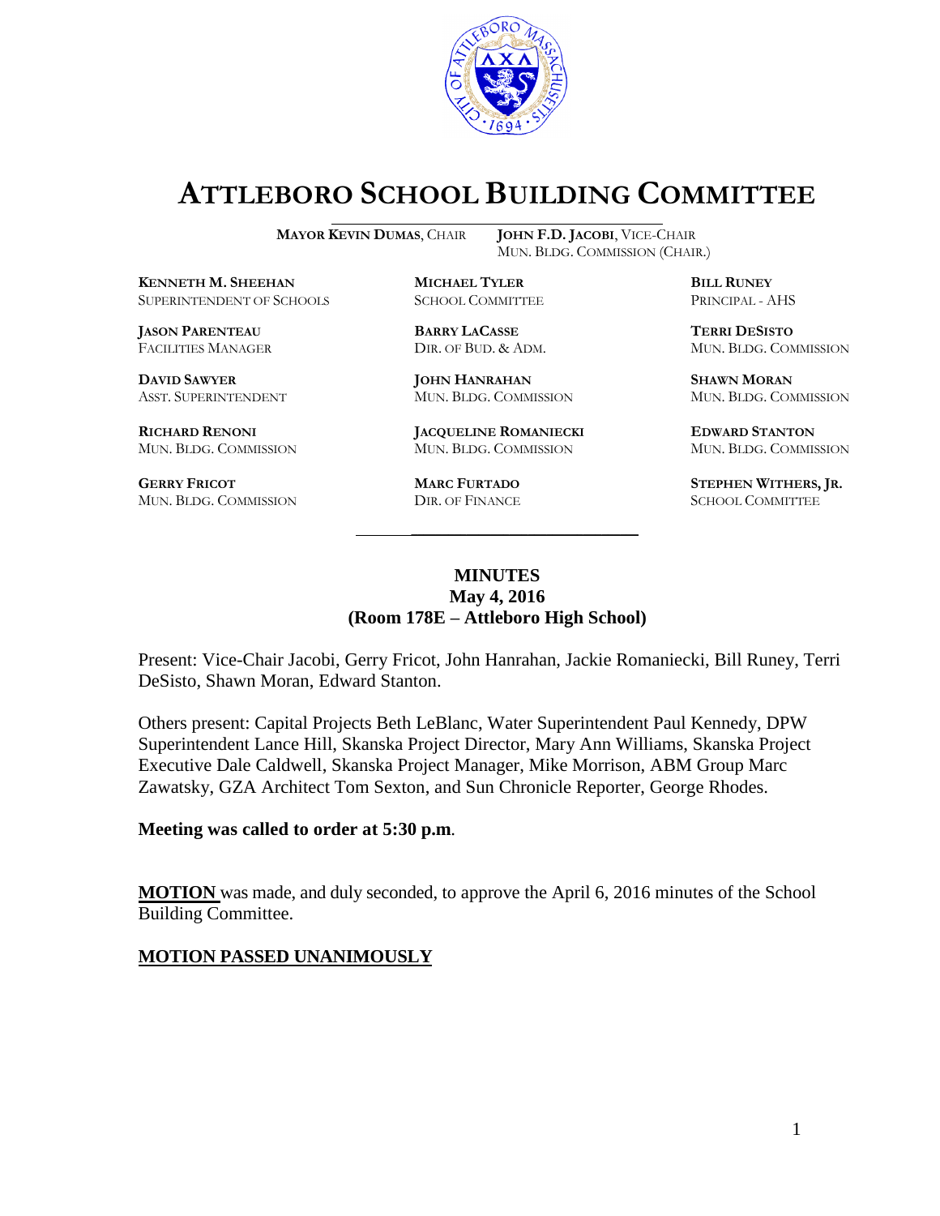# ATTLEBORO SCHOOL BUILDING COMMITTEE

**MAYOR KEVIN DUMAS**, CHAIR **JOHN F.D. JACOBI**, VICE-CHAIR
MUN. BLDG. COMMISSION (CHAIR.)

**KENNETH M. SHEEHAN**
SUPERINTENDENT OF SCHOOLS

**MICHAEL TYLER**
SCHOOL COMMITTEE

**BILL RUNEY**
PRINCIPAL - AHS

**JASON PARENTEAU**
FACILITIES MANAGER

**BARRY LACASSE**
DIR. OF BUD. & ADM.

**TERRI DESISTO**
MUN. BLDG. COMMISSION

**DAVID SAWYER**
ASST. SUPERINTENDENT

**JOHN HANRAHAN**
MUN. BLDG. COMMISSION

**SHAWN MORAN**
MUN. BLDG. COMMISSION

**RICHARD RENONI**
MUN. BLDG. COMMISSION

**JACQUELINE ROMANIECKI**
MUN. BLDG. COMMISSION

**EDWARD STANTON**
MUN. BLDG. COMMISSION

**GERRY FRICOT**
MUN. BLDG. COMMISSION

**MARC FURTADO**
DIR. OF FINANCE

**STEPHEN WITHERS, JR.**
SCHOOL COMMITTEE

---

**MINUTES**
**May 4, 2016**
**(Room 178E – Attleboro High School)**

Present: Vice-Chair Jacobi, Gerry Fricot, John Hanrahan, Jackie Romaniecki, Bill Runey, Terri DeSisto, Shawn Moran, Edward Stanton.

Others present: Capital Projects Beth LeBlanc, Water Superintendent Paul Kennedy, DPW Superintendent Lance Hill, Skanska Project Director, Mary Ann Williams, Skanska Project Executive Dale Caldwell, Skanska Project Manager, Mike Morrison, ABM Group Marc Zawatsky, GZA Architect Tom Sexton, and Sun Chronicle Reporter, George Rhodes.

**Meeting was called to order at 5:30 p.m.**

**MOTION** was made, and duly seconded, to approve the April 6, 2016 minutes of the School Building Committee.

**MOTION PASSED UNANIMOUSLY**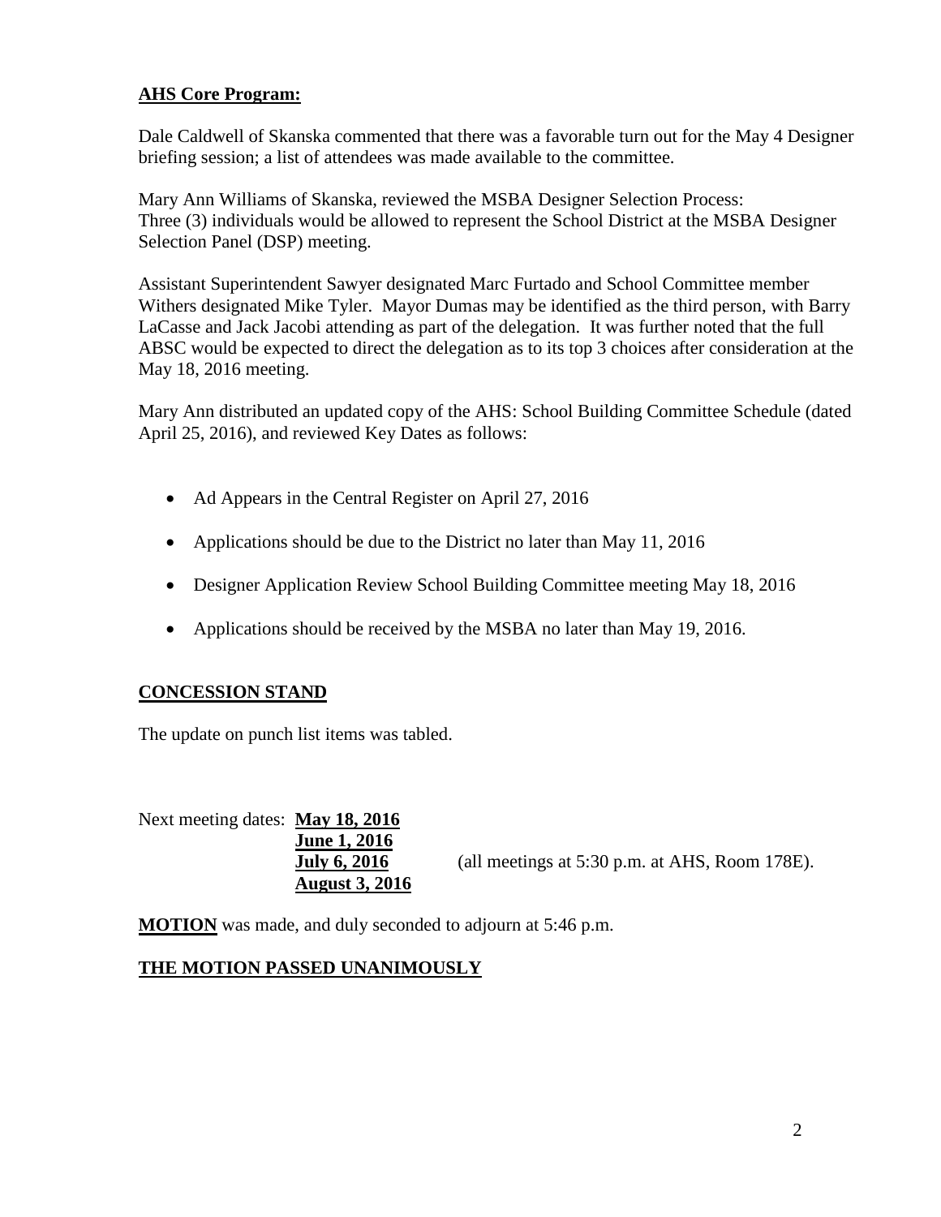**AHS Core Program:**

Dale Caldwell of Skanska commented that there was a favorable turn out for the May 4 Designer briefing session; a list of attendees was made available to the committee.

Mary Ann Williams of Skanska, reviewed the MSBA Designer Selection Process: Three (3) individuals would be allowed to represent the School District at the MSBA Designer Selection Panel (DSP) meeting.

Assistant Superintendent Sawyer designated Marc Furtado and School Committee member Withers designated Mike Tyler. Mayor Dumas may be identified as the third person, with Barry LaCasse and Jack Jacobi attending as part of the delegation. It was further noted that the full ABSC would be expected to direct the delegation as to its top 3 choices after consideration at the May 18, 2016 meeting.

Mary Ann distributed an updated copy of the AHS: School Building Committee Schedule (dated April 25, 2016), and reviewed Key Dates as follows:

- Ad Appears in the Central Register on April 27, 2016
- Applications should be due to the District no later than May 11, 2016
- Designer Application Review School Building Committee meeting May 18, 2016
- Applications should be received by the MSBA no later than May 19, 2016.

**CONCESSION STAND**

The update on punch list items was tabled.

Next meeting dates: **May 18, 2016**
**June 1, 2016**
**July 6, 2016** (all meetings at 5:30 p.m. at AHS, Room 178E).
**August 3, 2016**

**MOTION** was made, and duly seconded to adjourn at 5:46 p.m.

**THE MOTION PASSED UNANIMOUSLY**